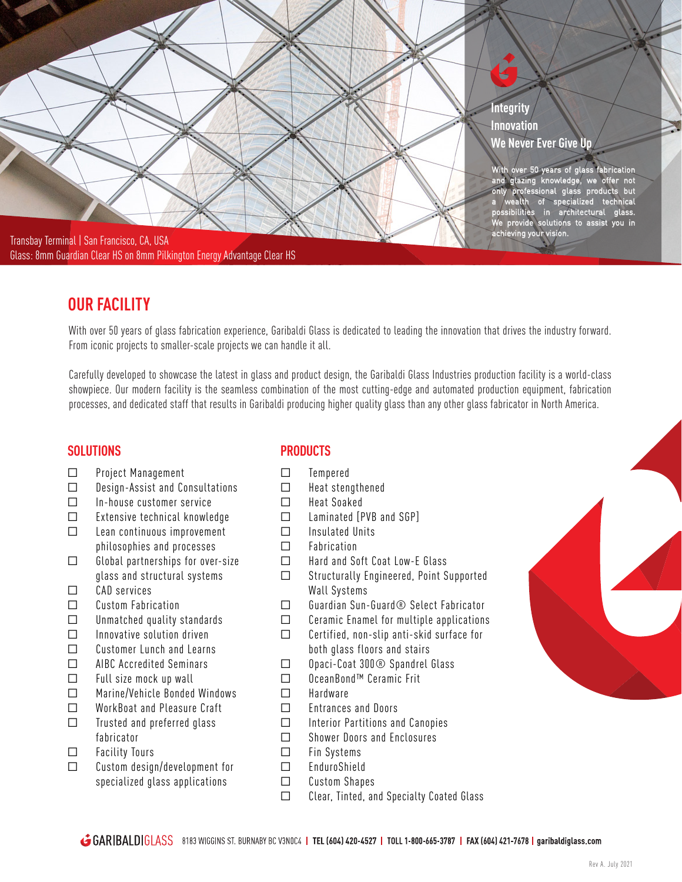Transbay Terminal | San Francisco, CA, USA
Glass: 8mm Guardian Clear HS on 8mm Pilkington Energy Advantage Clear HS

**Integrity**
**Innovation**
**We Never Ever Give Up**

With over 50 years of glass fabrication and glazing knowledge, we offer not only professional glass products but a wealth of specialized technical possibilities in architectural glass. We provide solutions to assist you in achieving your vision.

## OUR FACILITY

With over 50 years of glass fabrication experience, Garibaldi Glass is dedicated to leading the innovation that drives the industry forward. From iconic projects to smaller-scale projects we can handle it all.

Carefully developed to showcase the latest in glass and product design, the Garibaldi Glass Industries production facility is a world-class showpiece. Our modern facility is the seamless combination of the most cutting-edge and automated production equipment, fabrication processes, and dedicated staff that results in Garibaldi producing higher quality glass than any other glass fabricator in North America.

### SOLUTIONS

- ☐ Project Management
- ☐ Design-Assist and Consultations
- ☐ In-house customer service
- ☐ Extensive technical knowledge
- ☐ Lean continuous improvement philosophies and processes
- ☐ Global partnerships for over-size glass and structural systems
- ☐ CAD services
- ☐ Custom Fabrication
- ☐ Unmatched quality standards
- ☐ Innovative solution driven
- ☐ Customer Lunch and Learns
- ☐ AIBC Accredited Seminars
- ☐ Full size mock up wall
- ☐ Marine/Vehicle Bonded Windows
- ☐ WorkBoat and Pleasure Craft
- ☐ Trusted and preferred glass fabricator
- ☐ Facility Tours
- ☐ Custom design/development for specialized glass applications

### PRODUCTS

- ☐ Tempered
- ☐ Heat stengthened
- ☐ Heat Soaked
- ☐ Laminated [PVB and SGP]
- ☐ Insulated Units
- ☐ Fabrication
- ☐ Hard and Soft Coat Low-E Glass
- ☐ Structurally Engineered, Point Supported Wall Systems
- ☐ Guardian Sun-Guard® Select Fabricator
- ☐ Ceramic Enamel for multiple applications
- ☐ Certified, non-slip anti-skid surface for both glass floors and stairs
- ☐ Opaci-Coat 300® Spandrel Glass
- ☐ OceanBond™ Ceramic Frit
- ☐ Hardware
- ☐ Entrances and Doors
- ☐ Interior Partitions and Canopies
- ☐ Shower Doors and Enclosures
- ☐ Fin Systems
- ☐ EnduroShield
- ☐ Custom Shapes
- ☐ Clear, Tinted, and Specialty Coated Glass

GARIBALDIGLASS 8183 WIGGINS ST. BURNABY BC V3N0C4 | TEL (604) 420-4527 | TOLL 1-800-665-3787 | FAX (604) 421-7678 | garibaldiglass.com

Rev A. July 2021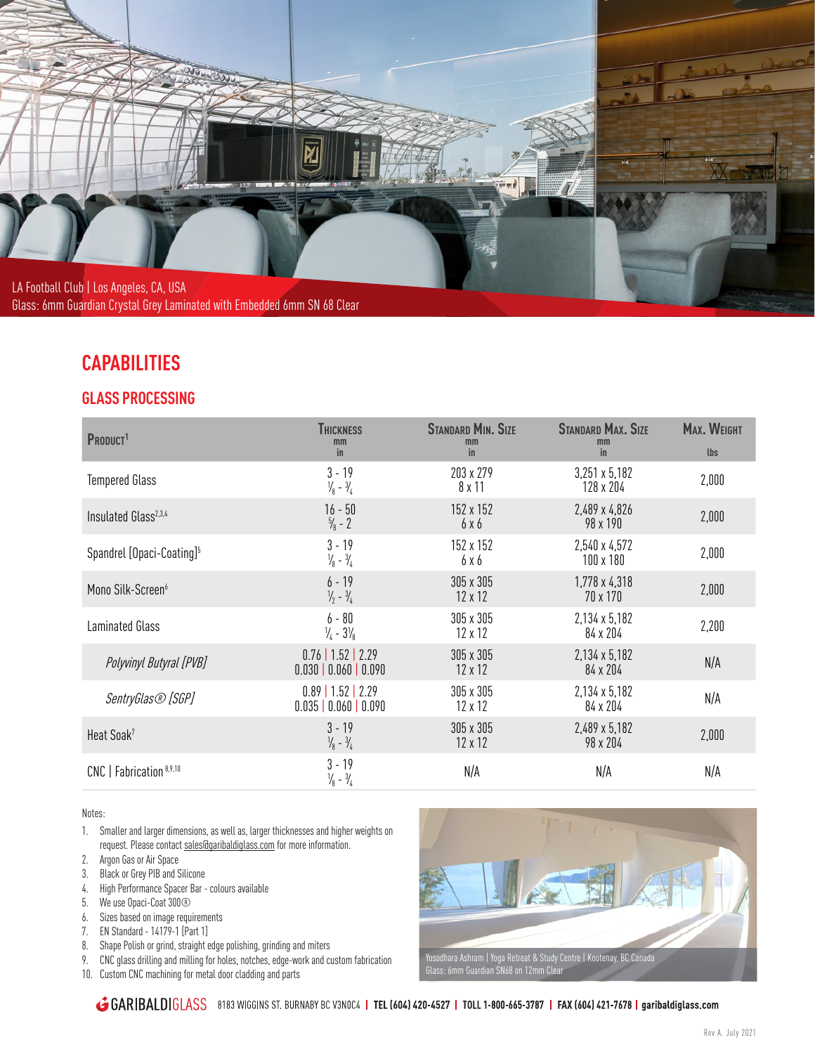LA Football Club | Los Angeles, CA, USA
Glass: 6mm Guardian Crystal Grey Laminated with Embedded 6mm SN 68 Clear

# CAPABILITIES

## GLASS PROCESSING

| Product[1] | Thickness mm in | Standard Min. Size mm in | Standard Max. Size mm in | Max. Weight lbs |
|---|---|---|---|---|
| Tempered Glass | 3 - 19<br>1/8 - 3/4 | 203 x 279<br>8 x 11 | 3,251 x 5,182<br>128 x 204 | 2,000 |
| Insulated Glass[2,3,4] | 16 - 50<br>5/8 - 2 | 152 x 152<br>6 x 6 | 2,489 x 4,826<br>98 x 190 | 2,000 |
| Spandrel [Opaci-Coating][5] | 3 - 19<br>1/8 - 3/4 | 152 x 152<br>6 x 6 | 2,540 x 4,572<br>100 x 180 | 2,000 |
| Mono Silk-Screen[6] | 6 - 19<br>1/2 - 3/4 | 305 x 305<br>12 x 12 | 1,778 x 4,318<br>70 x 170 | 2,000 |
| Laminated Glass | 6 - 80<br>1/4 - 3 1/8 | 305 x 305<br>12 x 12 | 2,134 x 5,182<br>84 x 204 | 2,200 |
| *Polyvinyl Butyral [PVB]* | 0.76 \| 1.52 \| 2.29<br>0.030 \| 0.060 \| 0.090 | 305 x 305<br>12 x 12 | 2,134 x 5,182<br>84 x 204 | N/A |
| *SentryGlas® [SGP]* | 0.89 \| 1.52 \| 2.29<br>0.035 \| 0.060 \| 0.090 | 305 x 305<br>12 x 12 | 2,134 x 5,182<br>84 x 204 | N/A |
| Heat Soak[7] | 3 - 19<br>1/8 - 3/4 | 305 x 305<br>12 x 12 | 2,489 x 5,182<br>98 x 204 | 2,000 |
| CNC \| Fabrication[8,9,10] | 3 - 19<br>1/8 - 3/4 | N/A | N/A | N/A |

Notes:

1. Smaller and larger dimensions, as well as, larger thicknesses and higher weights on request. Please contact sales@garibaldiglass.com for more information.
2. Argon Gas or Air Space
3. Black or Grey PIB and Silicone
4. High Performance Spacer Bar - colours available
5. We use Opaci-Coat 300®
6. Sizes based on image requirements
7. EN Standard - 14179-1 [Part 1]
8. Shape Polish or grind, straight edge polishing, grinding and miters
9. CNC glass drilling and milling for holes, notches, edge-work and custom fabrication
10. Custom CNC machining for metal door cladding and parts

Yosodhara Ashram | Yoga Retreat & Study Centre | Kootenay, BC Canada
Glass: 6mm Guardian SN68 on 12mm Clear

GARIBALDI|GLASS 8183 WIGGINS ST. BURNABY BC V3N0C4 | TEL (604) 420-4527 | TOLL 1-800-665-3787 | FAX (604) 421-7678 | garibaldiglass.com

Rev A. July 2021